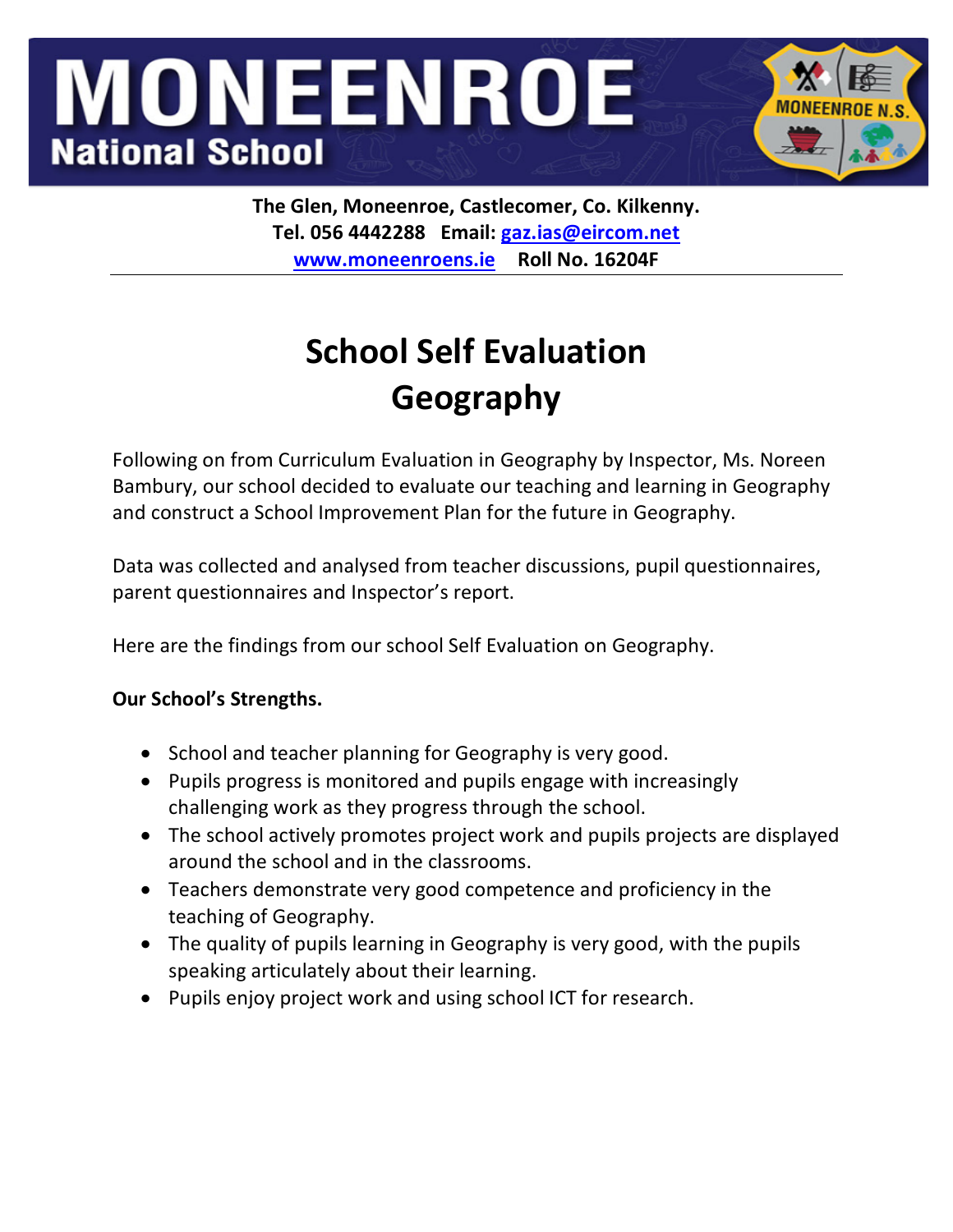# MONEENROE National School

**The Glen, Moneenroe, Castlecomer, Co. Kilkenny.**
**Tel. 056 4442288 Email: gaz.ias@eircom.net**
**www.moneenroens.ie Roll No. 16204F**

---

## School Self Evaluation
## Geography

Following on from Curriculum Evaluation in Geography by Inspector, Ms. Noreen Bambury, our school decided to evaluate our teaching and learning in Geography and construct a School Improvement Plan for the future in Geography.

Data was collected and analysed from teacher discussions, pupil questionnaires, parent questionnaires and Inspector's report.

Here are the findings from our school Self Evaluation on Geography.

**Our School's Strengths.**

- School and teacher planning for Geography is very good.
- Pupils progress is monitored and pupils engage with increasingly challenging work as they progress through the school.
- The school actively promotes project work and pupils projects are displayed around the school and in the classrooms.
- Teachers demonstrate very good competence and proficiency in the teaching of Geography.
- The quality of pupils learning in Geography is very good, with the pupils speaking articulately about their learning.
- Pupils enjoy project work and using school ICT for research.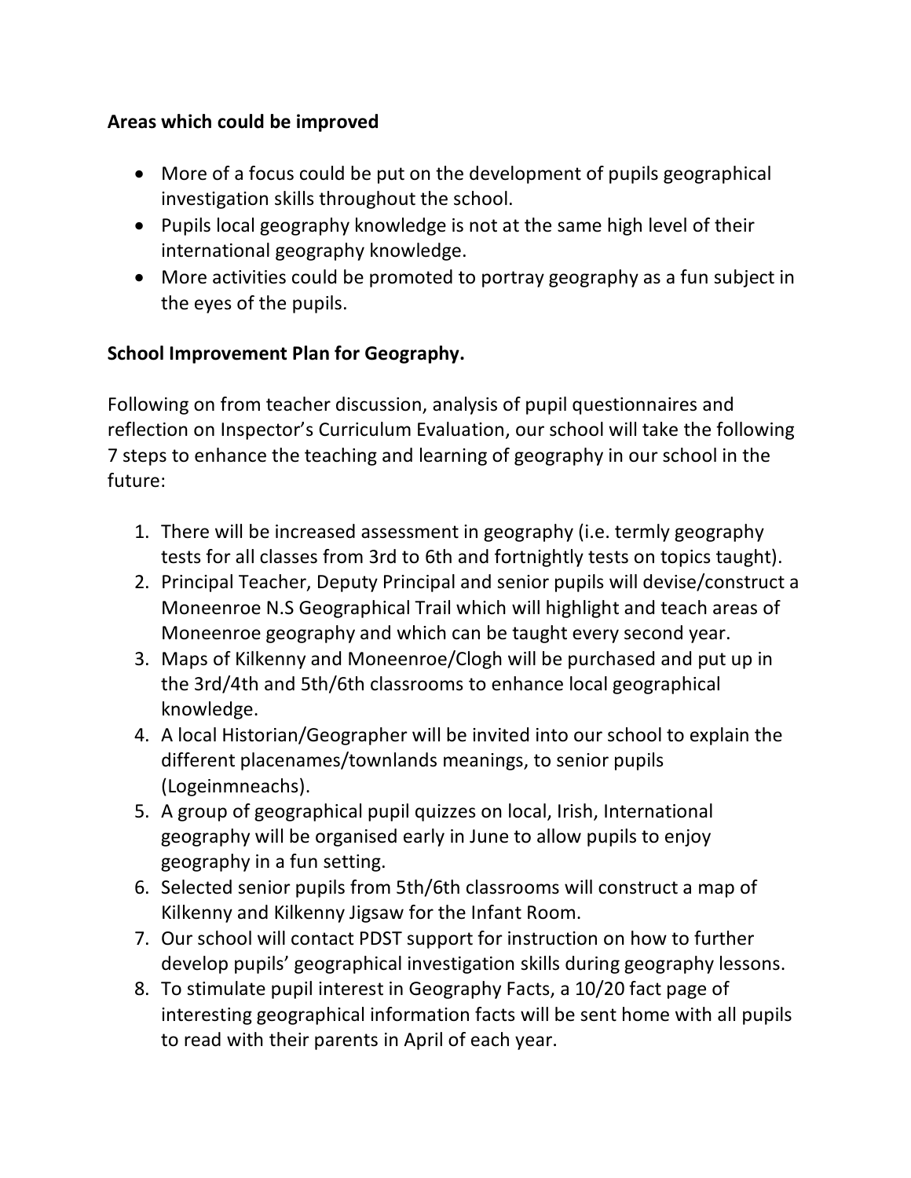**Areas which could be improved**

- More of a focus could be put on the development of pupils geographical investigation skills throughout the school.
- Pupils local geography knowledge is not at the same high level of their international geography knowledge.
- More activities could be promoted to portray geography as a fun subject in the eyes of the pupils.

**School Improvement Plan for Geography.**

Following on from teacher discussion, analysis of pupil questionnaires and reflection on Inspector's Curriculum Evaluation, our school will take the following 7 steps to enhance the teaching and learning of geography in our school in the future:

1. There will be increased assessment in geography (i.e. termly geography tests for all classes from 3rd to 6th and fortnightly tests on topics taught).
2. Principal Teacher, Deputy Principal and senior pupils will devise/construct a Moneenroe N.S Geographical Trail which will highlight and teach areas of Moneenroe geography and which can be taught every second year.
3. Maps of Kilkenny and Moneenroe/Clogh will be purchased and put up in the 3rd/4th and 5th/6th classrooms to enhance local geographical knowledge.
4. A local Historian/Geographer will be invited into our school to explain the different placenames/townlands meanings, to senior pupils (Logeinmneachs).
5. A group of geographical pupil quizzes on local, Irish, International geography will be organised early in June to allow pupils to enjoy geography in a fun setting.
6. Selected senior pupils from 5th/6th classrooms will construct a map of Kilkenny and Kilkenny Jigsaw for the Infant Room.
7. Our school will contact PDST support for instruction on how to further develop pupils' geographical investigation skills during geography lessons.
8. To stimulate pupil interest in Geography Facts, a 10/20 fact page of interesting geographical information facts will be sent home with all pupils to read with their parents in April of each year.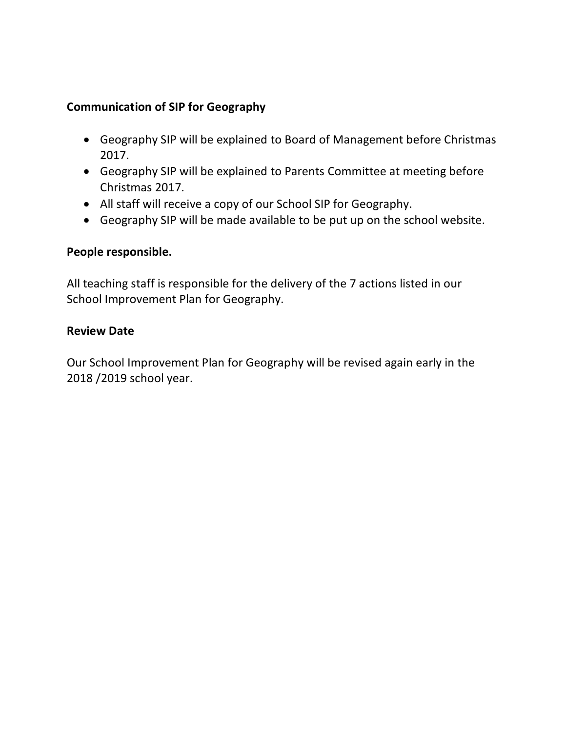**Communication of SIP for Geography**

- Geography SIP will be explained to Board of Management before Christmas 2017.
- Geography SIP will be explained to Parents Committee at meeting before Christmas 2017.
- All staff will receive a copy of our School SIP for Geography.
- Geography SIP will be made available to be put up on the school website.

**People responsible.**

All teaching staff is responsible for the delivery of the 7 actions listed in our School Improvement Plan for Geography.

**Review Date**

Our School Improvement Plan for Geography will be revised again early in the 2018 /2019 school year.